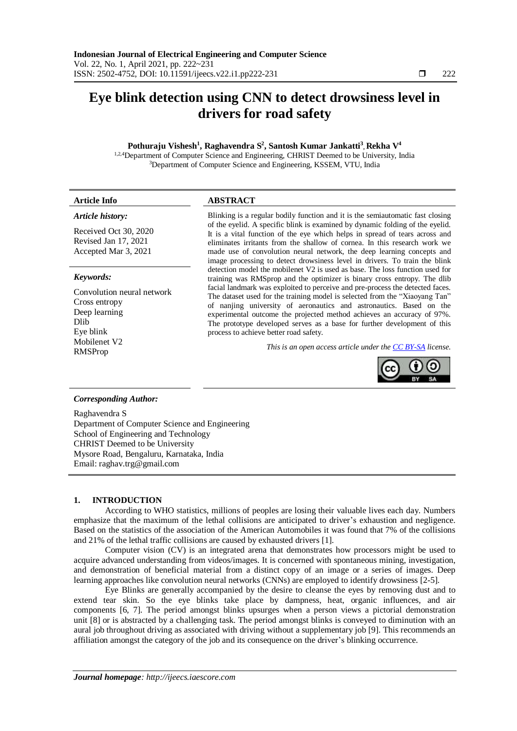# Eye blink detection using CNN to detect drowsiness level in drivers for road safety

**Pothuraju Vishesh[1], Raghavendra S[2], Santosh Kumar Jankatti[3], Rekha V[4]**

[1,2,4]Department of Computer Science and Engineering, CHRIST Deemed to be University, India
[3]Department of Computer Science and Engineering, KSSEM, VTU, India

**Article Info**

***Article history:***

Received Oct 30, 2020
Revised Jan 17, 2021
Accepted Mar 3, 2021

***Keywords:***

Convolution neural network
Cross entropy
Deep learning
Dlib
Eye blink
Mobilenet V2
RMSProp

**ABSTRACT**

Blinking is a regular bodily function and it is the semiautomatic fast closing of the eyelid. A specific blink is examined by dynamic folding of the eyelid. It is a vital function of the eye which helps in spread of tears across and eliminates irritants from the shallow of cornea. In this research work we made use of convolution neural network, the deep learning concepts and image processing to detect drowsiness level in drivers. To train the blink detection model the mobilenet V2 is used as base. The loss function used for training was RMSprop and the optimizer is binary cross entropy. The dlib facial landmark was exploited to perceive and pre-process the detected faces. The dataset used for the training model is selected from the "Xiaoyang Tan" of nanjing university of aeronautics and astronautics. Based on the experimental outcome the projected method achieves an accuracy of 97%. The prototype developed serves as a base for further development of this process to achieve better road safety.

*This is an open access article under the CC BY-SA license.*

***Corresponding Author:***

Raghavendra S
Department of Computer Science and Engineering
School of Engineering and Technology
CHRIST Deemed to be University
Mysore Road, Bengaluru, Karnataka, India
Email: raghav.trg@gmail.com

## 1. INTRODUCTION

According to WHO statistics, millions of peoples are losing their valuable lives each day. Numbers emphasize that the maximum of the lethal collisions are anticipated to driver's exhaustion and negligence. Based on the statistics of the association of the American Automobiles it was found that 7% of the collisions and 21% of the lethal traffic collisions are caused by exhausted drivers [1].

Computer vision (CV) is an integrated arena that demonstrates how processors might be used to acquire advanced understanding from videos/images. It is concerned with spontaneous mining, investigation, and demonstration of beneficial material from a distinct copy of an image or a series of images. Deep learning approaches like convolution neural networks (CNNs) are employed to identify drowsiness [2-5].

Eye Blinks are generally accompanied by the desire to cleanse the eyes by removing dust and to extend tear skin. So the eye blinks take place by dampness, heat, organic influences, and air components [6, 7]. The period amongst blinks upsurges when a person views a pictorial demonstration unit [8] or is abstracted by a challenging task. The period amongst blinks is conveyed to diminution with an aural job throughout driving as associated with driving without a supplementary job [9]. This recommends an affiliation amongst the category of the job and its consequence on the driver's blinking occurrence.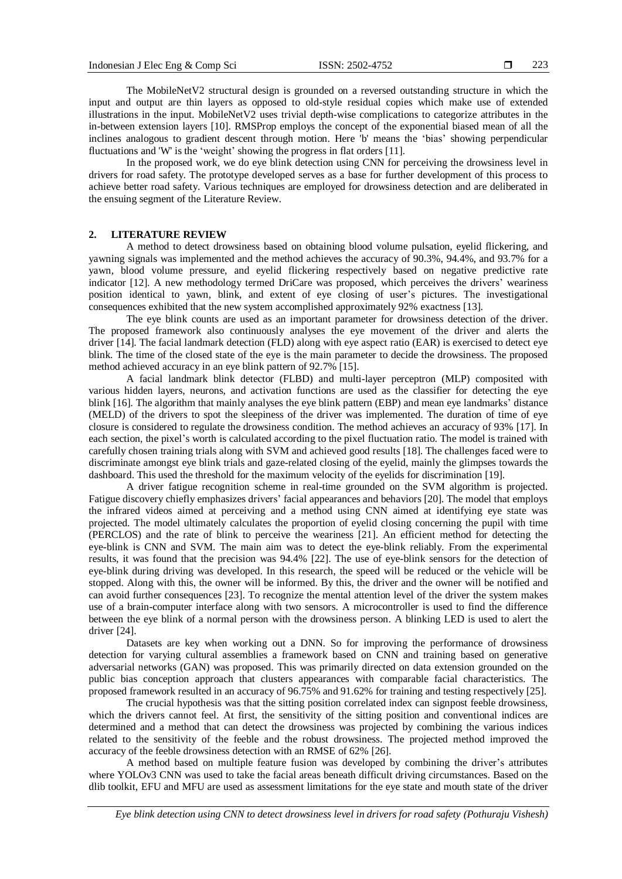The MobileNetV2 structural design is grounded on a reversed outstanding structure in which the input and output are thin layers as opposed to old-style residual copies which make use of extended illustrations in the input. MobileNetV2 uses trivial depth-wise complications to categorize attributes in the in-between extension layers [10]. RMSProp employs the concept of the exponential biased mean of all the inclines analogous to gradient descent through motion. Here 'b' means the 'bias' showing perpendicular fluctuations and 'W' is the 'weight' showing the progress in flat orders [11].

In the proposed work, we do eye blink detection using CNN for perceiving the drowsiness level in drivers for road safety. The prototype developed serves as a base for further development of this process to achieve better road safety. Various techniques are employed for drowsiness detection and are deliberated in the ensuing segment of the Literature Review.

## 2. LITERATURE REVIEW

A method to detect drowsiness based on obtaining blood volume pulsation, eyelid flickering, and yawning signals was implemented and the method achieves the accuracy of 90.3%, 94.4%, and 93.7% for a yawn, blood volume pressure, and eyelid flickering respectively based on negative predictive rate indicator [12]. A new methodology termed DriCare was proposed, which perceives the drivers' weariness position identical to yawn, blink, and extent of eye closing of user's pictures. The investigational consequences exhibited that the new system accomplished approximately 92% exactness [13].

The eye blink counts are used as an important parameter for drowsiness detection of the driver. The proposed framework also continuously analyses the eye movement of the driver and alerts the driver [14]. The facial landmark detection (FLD) along with eye aspect ratio (EAR) is exercised to detect eye blink. The time of the closed state of the eye is the main parameter to decide the drowsiness. The proposed method achieved accuracy in an eye blink pattern of 92.7% [15].

A facial landmark blink detector (FLBD) and multi-layer perceptron (MLP) composited with various hidden layers, neurons, and activation functions are used as the classifier for detecting the eye blink [16]. The algorithm that mainly analyses the eye blink pattern (EBP) and mean eye landmarks' distance (MELD) of the drivers to spot the sleepiness of the driver was implemented. The duration of time of eye closure is considered to regulate the drowsiness condition. The method achieves an accuracy of 93% [17]. In each section, the pixel's worth is calculated according to the pixel fluctuation ratio. The model is trained with carefully chosen training trials along with SVM and achieved good results [18]. The challenges faced were to discriminate amongst eye blink trials and gaze-related closing of the eyelid, mainly the glimpses towards the dashboard. This used the threshold for the maximum velocity of the eyelids for discrimination [19].

A driver fatigue recognition scheme in real-time grounded on the SVM algorithm is projected. Fatigue discovery chiefly emphasizes drivers' facial appearances and behaviors [20]. The model that employs the infrared videos aimed at perceiving and a method using CNN aimed at identifying eye state was projected. The model ultimately calculates the proportion of eyelid closing concerning the pupil with time (PERCLOS) and the rate of blink to perceive the weariness [21]. An efficient method for detecting the eye-blink is CNN and SVM. The main aim was to detect the eye-blink reliably. From the experimental results, it was found that the precision was 94.4% [22]. The use of eye-blink sensors for the detection of eye-blink during driving was developed. In this research, the speed will be reduced or the vehicle will be stopped. Along with this, the owner will be informed. By this, the driver and the owner will be notified and can avoid further consequences [23]. To recognize the mental attention level of the driver the system makes use of a brain-computer interface along with two sensors. A microcontroller is used to find the difference between the eye blink of a normal person with the drowsiness person. A blinking LED is used to alert the driver [24].

Datasets are key when working out a DNN. So for improving the performance of drowsiness detection for varying cultural assemblies a framework based on CNN and training based on generative adversarial networks (GAN) was proposed. This was primarily directed on data extension grounded on the public bias conception approach that clusters appearances with comparable facial characteristics. The proposed framework resulted in an accuracy of 96.75% and 91.62% for training and testing respectively [25].

The crucial hypothesis was that the sitting position correlated index can signpost feeble drowsiness, which the drivers cannot feel. At first, the sensitivity of the sitting position and conventional indices are determined and a method that can detect the drowsiness was projected by combining the various indices related to the sensitivity of the feeble and the robust drowsiness. The projected method improved the accuracy of the feeble drowsiness detection with an RMSE of 62% [26].

A method based on multiple feature fusion was developed by combining the driver's attributes where YOLOv3 CNN was used to take the facial areas beneath difficult driving circumstances. Based on the dlib toolkit, EFU and MFU are used as assessment limitations for the eye state and mouth state of the driver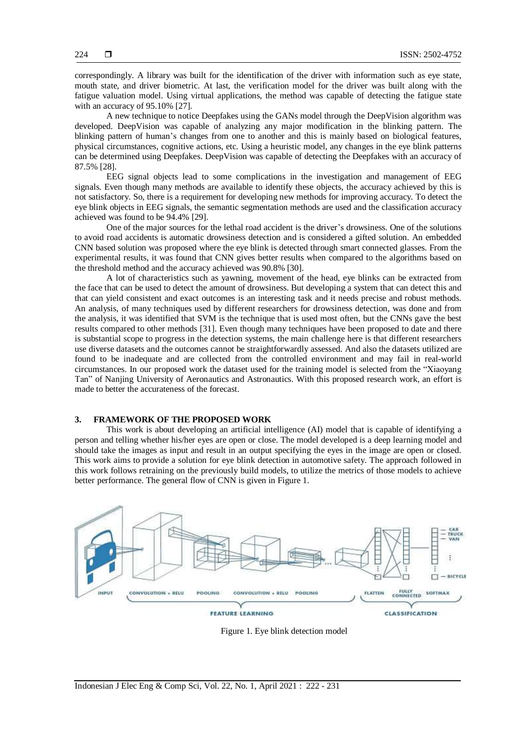correspondingly. A library was built for the identification of the driver with information such as eye state, mouth state, and driver biometric. At last, the verification model for the driver was built along with the fatigue valuation model. Using virtual applications, the method was capable of detecting the fatigue state with an accuracy of 95.10% [27].

A new technique to notice Deepfakes using the GANs model through the DeepVision algorithm was developed. DeepVision was capable of analyzing any major modification in the blinking pattern. The blinking pattern of human's changes from one to another and this is mainly based on biological features, physical circumstances, cognitive actions, etc. Using a heuristic model, any changes in the eye blink patterns can be determined using Deepfakes. DeepVision was capable of detecting the Deepfakes with an accuracy of 87.5% [28].

EEG signal objects lead to some complications in the investigation and management of EEG signals. Even though many methods are available to identify these objects, the accuracy achieved by this is not satisfactory. So, there is a requirement for developing new methods for improving accuracy. To detect the eye blink objects in EEG signals, the semantic segmentation methods are used and the classification accuracy achieved was found to be 94.4% [29].

One of the major sources for the lethal road accident is the driver's drowsiness. One of the solutions to avoid road accidents is automatic drowsiness detection and is considered a gifted solution. An embedded CNN based solution was proposed where the eye blink is detected through smart connected glasses. From the experimental results, it was found that CNN gives better results when compared to the algorithms based on the threshold method and the accuracy achieved was 90.8% [30].

A lot of characteristics such as yawning, movement of the head, eye blinks can be extracted from the face that can be used to detect the amount of drowsiness. But developing a system that can detect this and that can yield consistent and exact outcomes is an interesting task and it needs precise and robust methods. An analysis, of many techniques used by different researchers for drowsiness detection, was done and from the analysis, it was identified that SVM is the technique that is used most often, but the CNNs gave the best results compared to other methods [31]. Even though many techniques have been proposed to date and there is substantial scope to progress in the detection systems, the main challenge here is that different researchers use diverse datasets and the outcomes cannot be straightforwardly assessed. And also the datasets utilized are found to be inadequate and are collected from the controlled environment and may fail in real-world circumstances. In our proposed work the dataset used for the training model is selected from the "Xiaoyang Tan" of Nanjing University of Aeronautics and Astronautics. With this proposed research work, an effort is made to better the accurateness of the forecast.

## 3. FRAMEWORK OF THE PROPOSED WORK

This work is about developing an artificial intelligence (AI) model that is capable of identifying a person and telling whether his/her eyes are open or close. The model developed is a deep learning model and should take the images as input and result in an output specifying the eyes in the image are open or closed. This work aims to provide a solution for eye blink detection in automotive safety. The approach followed in this work follows retraining on the previously build models, to utilize the metrics of those models to achieve better performance. The general flow of CNN is given in Figure 1.

Figure 1. Eye blink detection model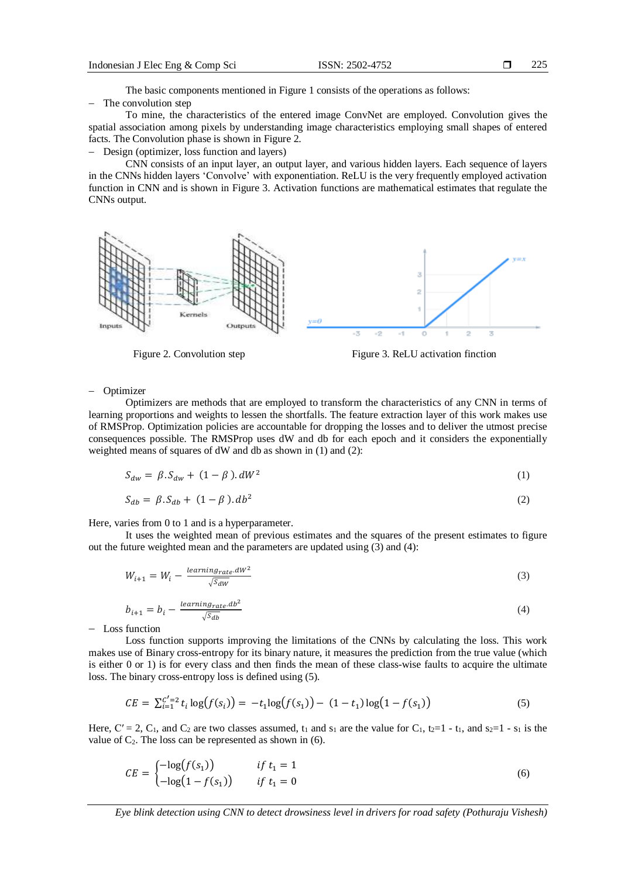The basic components mentioned in Figure 1 consists of the operations as follows:

- The convolution step

To mine, the characteristics of the entered image ConvNet are employed. Convolution gives the spatial association among pixels by understanding image characteristics employing small shapes of entered facts. The Convolution phase is shown in Figure 2.

- Design (optimizer, loss function and layers)

CNN consists of an input layer, an output layer, and various hidden layers. Each sequence of layers in the CNNs hidden layers 'Convolve' with exponentiation. ReLU is the very frequently employed activation function in CNN and is shown in Figure 3. Activation functions are mathematical estimates that regulate the CNNs output.

Figure 2. Convolution step

Figure 3. ReLU activation finction

- Optimizer

Optimizers are methods that are employed to transform the characteristics of any CNN in terms of learning proportions and weights to lessen the shortfalls. The feature extraction layer of this work makes use of RMSProp. Optimization policies are accountable for dropping the losses and to deliver the utmost precise consequences possible. The RMSProp uses dW and db for each epoch and it considers the exponentially weighted means of squares of dW and db as shown in (1) and (2):

$$S_{dw} = \beta . S_{dw} + (1 - \beta ). dW^2 \tag{1}$$

$$S_{db} = \beta . S_{db} + (1 - \beta ). db^2 \tag{2}$$

Here, varies from 0 to 1 and is a hyperparameter.

It uses the weighted mean of previous estimates and the squares of the present estimates to figure out the future weighted mean and the parameters are updated using (3) and (4):

$$W_{i+1} = W_i - \frac{learning_{rate} . dW^2}{\sqrt{S_{dW}}} \tag{3}$$

$$b_{i+1} = b_i - \frac{learning_{rate} . db^2}{\sqrt{S_{db}}} \tag{4}$$

- Loss function

Loss function supports improving the limitations of the CNNs by calculating the loss. This work makes use of Binary cross-entropy for its binary nature, it measures the prediction from the true value (which is either 0 or 1) is for every class and then finds the mean of these class-wise faults to acquire the ultimate loss. The binary cross-entropy loss is defined using (5).

$$CE = \sum_{i=1}^{C'=2} t_i \log\left(f(s_i)\right) = -t_1 \log\left(f(s_1)\right) - (1 - t_1) \log\left(1 - f(s_1)\right) \tag{5}$$

Here, $C' = 2$, $C_1$, and $C_2$ are two classes assumed, $t_1$ and $s_1$ are the value for $C_1$, $t_2 = 1 - t_1$, and $s_2 = 1 - s_1$ is the value of $C_2$. The loss can be represented as shown in (6).

$$CE = \begin{cases} -\log\left(f(s_1)\right) & if\ t_1 = 1 \\ -\log\left(1 - f(s_1)\right) & if\ t_1 = 0 \end{cases} \tag{6}$$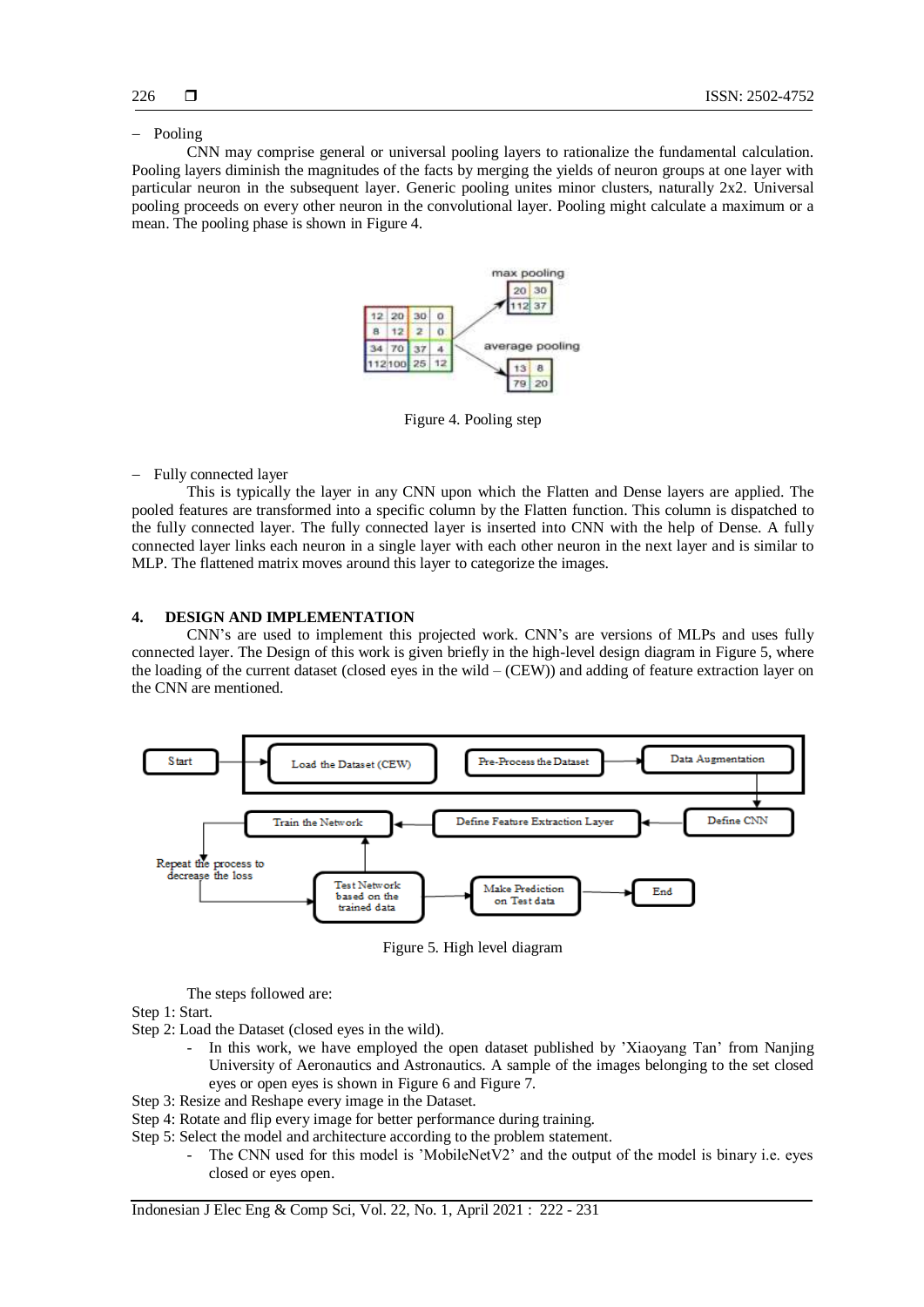– Pooling

CNN may comprise general or universal pooling layers to rationalize the fundamental calculation. Pooling layers diminish the magnitudes of the facts by merging the yields of neuron groups at one layer with particular neuron in the subsequent layer. Generic pooling unites minor clusters, naturally 2x2. Universal pooling proceeds on every other neuron in the convolutional layer. Pooling might calculate a maximum or a mean. The pooling phase is shown in Figure 4.

Figure 4. Pooling step

– Fully connected layer

This is typically the layer in any CNN upon which the Flatten and Dense layers are applied. The pooled features are transformed into a specific column by the Flatten function. This column is dispatched to the fully connected layer. The fully connected layer is inserted into CNN with the help of Dense. A fully connected layer links each neuron in a single layer with each other neuron in the next layer and is similar to MLP. The flattened matrix moves around this layer to categorize the images.

## 4. DESIGN AND IMPLEMENTATION

CNN's are used to implement this projected work. CNN's are versions of MLPs and uses fully connected layer. The Design of this work is given briefly in the high-level design diagram in Figure 5, where the loading of the current dataset (closed eyes in the wild – (CEW)) and adding of feature extraction layer on the CNN are mentioned.

Figure 5. High level diagram

The steps followed are:

Step 1: Start.

Step 2: Load the Dataset (closed eyes in the wild).

- In this work, we have employed the open dataset published by 'Xiaoyang Tan' from Nanjing University of Aeronautics and Astronautics. A sample of the images belonging to the set closed eyes or open eyes is shown in Figure 6 and Figure 7.

Step 3: Resize and Reshape every image in the Dataset.

Step 4: Rotate and flip every image for better performance during training.

Step 5: Select the model and architecture according to the problem statement.

- The CNN used for this model is 'MobileNetV2' and the output of the model is binary i.e. eyes closed or eyes open.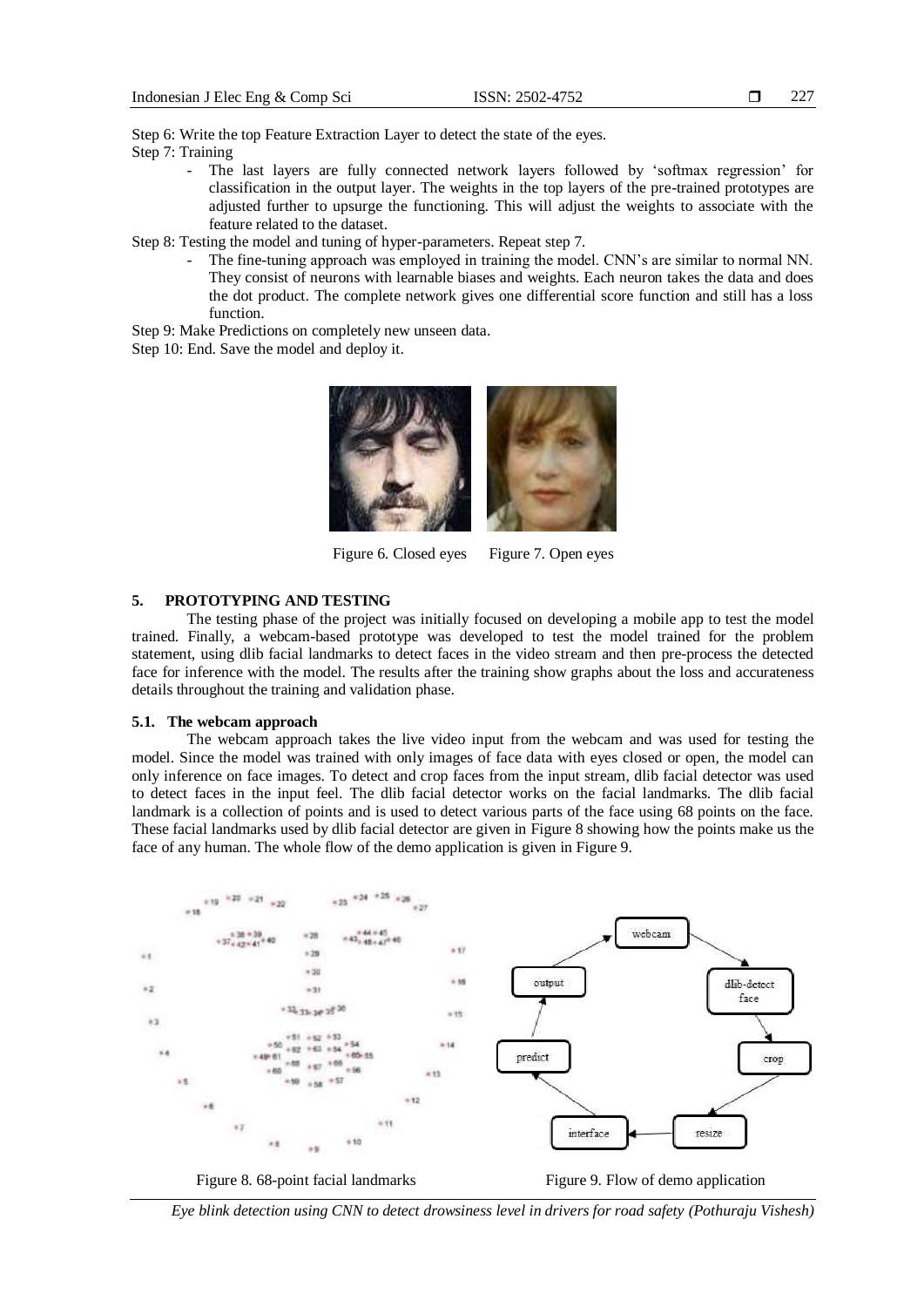Step 6: Write the top Feature Extraction Layer to detect the state of the eyes.

Step 7: Training

- The last layers are fully connected network layers followed by 'softmax regression' for classification in the output layer. The weights in the top layers of the pre-trained prototypes are adjusted further to upsurge the functioning. This will adjust the weights to associate with the feature related to the dataset.

Step 8: Testing the model and tuning of hyper-parameters. Repeat step 7.

- The fine-tuning approach was employed in training the model. CNN's are similar to normal NN. They consist of neurons with learnable biases and weights. Each neuron takes the data and does the dot product. The complete network gives one differential score function and still has a loss function.

Step 9: Make Predictions on completely new unseen data.

Step 10: End. Save the model and deploy it.

Figure 6. Closed eyes     Figure 7. Open eyes

## 5. PROTOTYPING AND TESTING

The testing phase of the project was initially focused on developing a mobile app to test the model trained. Finally, a webcam-based prototype was developed to test the model trained for the problem statement, using dlib facial landmarks to detect faces in the video stream and then pre-process the detected face for inference with the model. The results after the training show graphs about the loss and accurateness details throughout the training and validation phase.

### 5.1. The webcam approach

The webcam approach takes the live video input from the webcam and was used for testing the model. Since the model was trained with only images of face data with eyes closed or open, the model can only inference on face images. To detect and crop faces from the input stream, dlib facial detector was used to detect faces in the input feel. The dlib facial detector works on the facial landmarks. The dlib facial landmark is a collection of points and is used to detect various parts of the face using 68 points on the face. These facial landmarks used by dlib facial detector are given in Figure 8 showing how the points make us the face of any human. The whole flow of the demo application is given in Figure 9.

Figure 8. 68-point facial landmarks     Figure 9. Flow of demo application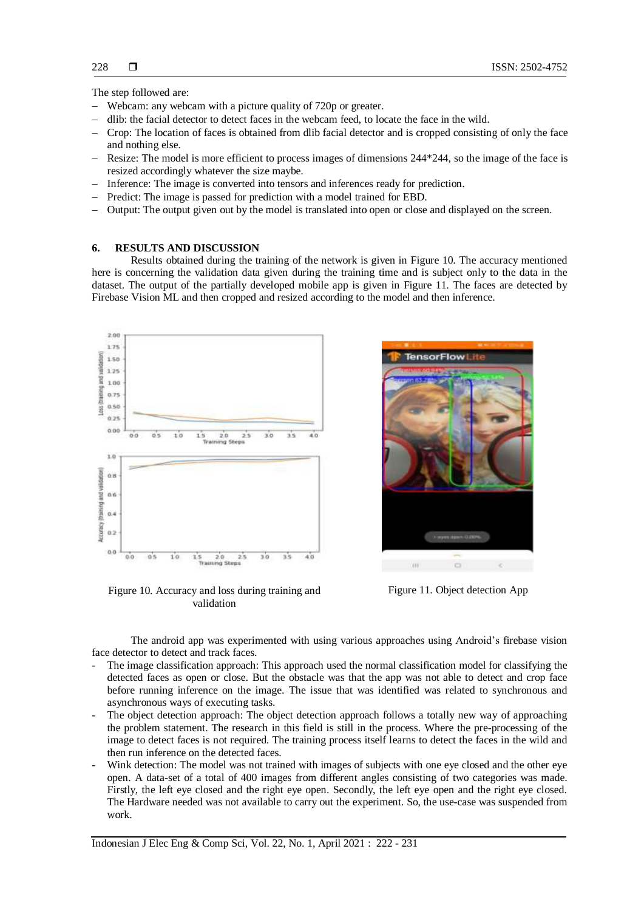The step followed are:

- Webcam: any webcam with a picture quality of 720p or greater.
- dlib: the facial detector to detect faces in the webcam feed, to locate the face in the wild.
- Crop: The location of faces is obtained from dlib facial detector and is cropped consisting of only the face and nothing else.
- Resize: The model is more efficient to process images of dimensions 244*244, so the image of the face is resized accordingly whatever the size maybe.
- Inference: The image is converted into tensors and inferences ready for prediction.
- Predict: The image is passed for prediction with a model trained for EBD.
- Output: The output given out by the model is translated into open or close and displayed on the screen.

## 6. RESULTS AND DISCUSSION

Results obtained during the training of the network is given in Figure 10. The accuracy mentioned here is concerning the validation data given during the training time and is subject only to the data in the dataset. The output of the partially developed mobile app is given in Figure 11. The faces are detected by Firebase Vision ML and then cropped and resized according to the model and then inference.

Figure 10. Accuracy and loss during training and validation

Figure 11. Object detection App

The android app was experimented with using various approaches using Android's firebase vision face detector to detect and track faces.

- The image classification approach: This approach used the normal classification model for classifying the detected faces as open or close. But the obstacle was that the app was not able to detect and crop face before running inference on the image. The issue that was identified was related to synchronous and asynchronous ways of executing tasks.
- The object detection approach: The object detection approach follows a totally new way of approaching the problem statement. The research in this field is still in the process. Where the pre-processing of the image to detect faces is not required. The training process itself learns to detect the faces in the wild and then run inference on the detected faces.
- Wink detection: The model was not trained with images of subjects with one eye closed and the other eye open. A data-set of a total of 400 images from different angles consisting of two categories was made. Firstly, the left eye closed and the right eye open. Secondly, the left eye open and the right eye closed. The Hardware needed was not available to carry out the experiment. So, the use-case was suspended from work.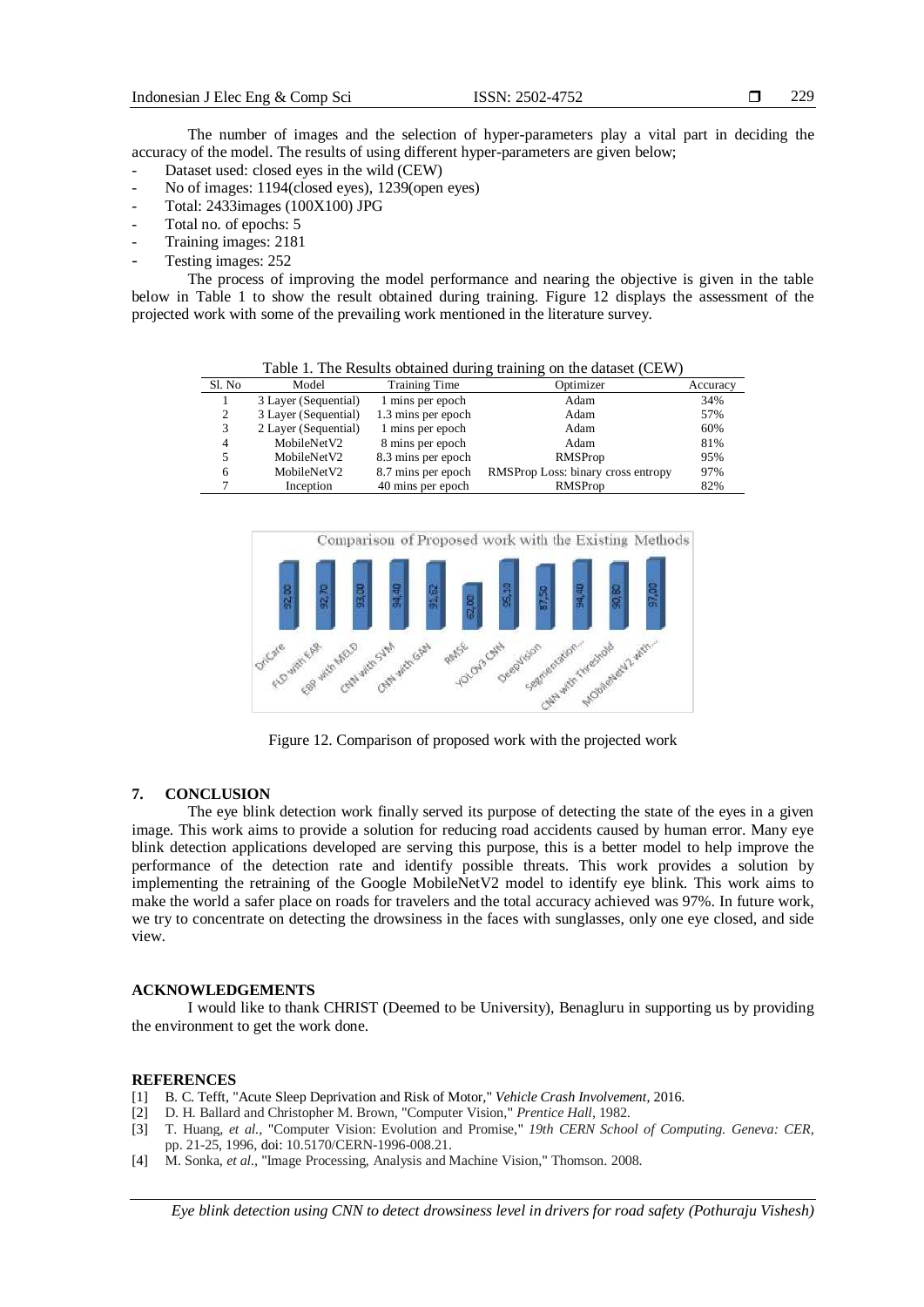The number of images and the selection of hyper-parameters play a vital part in deciding the accuracy of the model. The results of using different hyper-parameters are given below;

- Dataset used: closed eyes in the wild (CEW)
- No of images: 1194(closed eyes), 1239(open eyes)
- Total: 2433images (100X100) JPG
- Total no. of epochs: 5
- Training images: 2181
- Testing images: 252

The process of improving the model performance and nearing the objective is given in the table below in Table 1 to show the result obtained during training. Figure 12 displays the assessment of the projected work with some of the prevailing work mentioned in the literature survey.

Table 1. The Results obtained during training on the dataset (CEW)

| Sl. No | Model | Training Time | Optimizer | Accuracy |
|---|---|---|---|---|
| 1 | 3 Layer (Sequential) | 1 mins per epoch | Adam | 34% |
| 2 | 3 Layer (Sequential) | 1.3 mins per epoch | Adam | 57% |
| 3 | 2 Layer (Sequential) | 1 mins per epoch | Adam | 60% |
| 4 | MobileNetV2 | 8 mins per epoch | Adam | 81% |
| 5 | MobileNetV2 | 8.3 mins per epoch | RMSProp | 95% |
| 6 | MobileNetV2 | 8.7 mins per epoch | RMSProp Loss: binary cross entropy | 97% |
| 7 | Inception | 40 mins per epoch | RMSProp | 82% |

Figure 12. Comparison of proposed work with the projected work

## 7. CONCLUSION

The eye blink detection work finally served its purpose of detecting the state of the eyes in a given image. This work aims to provide a solution for reducing road accidents caused by human error. Many eye blink detection applications developed are serving this purpose, this is a better model to help improve the performance of the detection rate and identify possible threats. This work provides a solution by implementing the retraining of the Google MobileNetV2 model to identify eye blink. This work aims to make the world a safer place on roads for travelers and the total accuracy achieved was 97%. In future work, we try to concentrate on detecting the drowsiness in the faces with sunglasses, only one eye closed, and side view.

## ACKNOWLEDGEMENTS

I would like to thank CHRIST (Deemed to be University), Benagluru in supporting us by providing the environment to get the work done.

## REFERENCES

[1] B. C. Tefft, "Acute Sleep Deprivation and Risk of Motor," *Vehicle Crash Involvement*, 2016.

[2] D. H. Ballard and Christopher M. Brown, "Computer Vision," *Prentice Hall*, 1982.

[3] T. Huang, *et al.*, "Computer Vision: Evolution and Promise," *19th CERN School of Computing. Geneva: CER*, pp. 21-25, 1996, doi: 10.5170/CERN-1996-008.21.

[4] M. Sonka, *et al.*, "Image Processing, Analysis and Machine Vision," Thomson. 2008.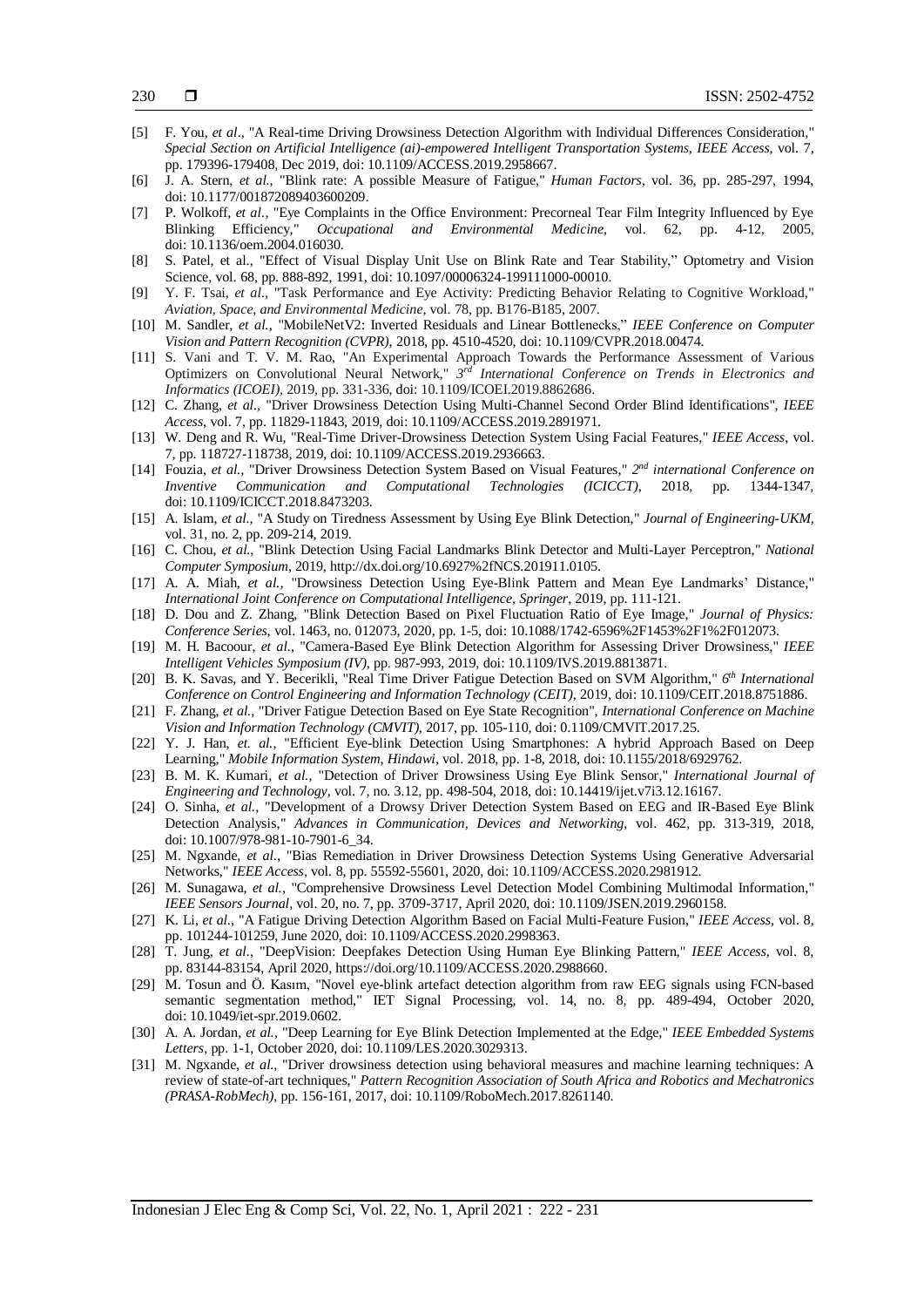[5] F. You, *et al*., "A Real-time Driving Drowsiness Detection Algorithm with Individual Differences Consideration," *Special Section on Artificial Intelligence (ai)-empowered Intelligent Transportation Systems, IEEE Access*, vol. 7, pp. 179396-179408, Dec 2019, doi: 10.1109/ACCESS.2019.2958667.

[6] J. A. Stern, *et al.*, "Blink rate: A possible Measure of Fatigue," *Human Factors*, vol. 36, pp. 285-297, 1994, doi: 10.1177/001872089403600209.

[7] P. Wolkoff, *et al.*, "Eye Complaints in the Office Environment: Precorneal Tear Film Integrity Influenced by Eye Blinking Efficiency," *Occupational and Environmental Medicine*, vol. 62, pp. 4-12, 2005, doi: 10.1136/oem.2004.016030.

[8] S. Patel, et al., "Effect of Visual Display Unit Use on Blink Rate and Tear Stability," Optometry and Vision Science, vol. 68, pp. 888-892, 1991, doi: 10.1097/00006324-199111000-00010.

[9] Y. F. Tsai, *et al.*, "Task Performance and Eye Activity: Predicting Behavior Relating to Cognitive Workload," *Aviation, Space, and Environmental Medicine*, vol. 78, pp. B176-B185, 2007.

[10] M. Sandler, *et al.*, "MobileNetV2: Inverted Residuals and Linear Bottlenecks," *IEEE Conference on Computer Vision and Pattern Recognition (CVPR)*, 2018, pp. 4510-4520, doi: 10.1109/CVPR.2018.00474.

[11] S. Vani and T. V. M. Rao, "An Experimental Approach Towards the Performance Assessment of Various Optimizers on Convolutional Neural Network," *3rd International Conference on Trends in Electronics and Informatics (ICOEI)*, 2019, pp. 331-336, doi: 10.1109/ICOEI.2019.8862686.

[12] C. Zhang, *et al.*, "Driver Drowsiness Detection Using Multi-Channel Second Order Blind Identifications", *IEEE Access*, vol. 7, pp. 11829-11843, 2019, doi: 10.1109/ACCESS.2019.2891971.

[13] W. Deng and R. Wu, "Real-Time Driver-Drowsiness Detection System Using Facial Features," *IEEE Access*, vol. 7, pp. 118727-118738, 2019, doi: 10.1109/ACCESS.2019.2936663.

[14] Fouzia, *et al.*, "Driver Drowsiness Detection System Based on Visual Features," *2nd international Conference on Inventive Communication and Computational Technologies (ICICCT)*, 2018, pp. 1344-1347, doi: 10.1109/ICICCT.2018.8473203.

[15] A. Islam, *et al.*, "A Study on Tiredness Assessment by Using Eye Blink Detection," *Journal of Engineering-UKM*, vol. 31, no. 2, pp. 209-214, 2019.

[16] C. Chou, *et al.*, "Blink Detection Using Facial Landmarks Blink Detector and Multi-Layer Perceptron," *National Computer Symposium*, 2019, http://dx.doi.org/10.6927%2fNCS.201911.0105.

[17] A. A. Miah, *et al.*, "Drowsiness Detection Using Eye-Blink Pattern and Mean Eye Landmarks' Distance," *International Joint Conference on Computational Intelligence, Springer*, 2019, pp. 111-121.

[18] D. Dou and Z. Zhang, "Blink Detection Based on Pixel Fluctuation Ratio of Eye Image," *Journal of Physics: Conference Series*, vol. 1463, no. 012073, 2020, pp. 1-5, doi: 10.1088/1742-6596%2F1453%2F1%2F012073.

[19] M. H. Bacoour, *et al.*, "Camera-Based Eye Blink Detection Algorithm for Assessing Driver Drowsiness," *IEEE Intelligent Vehicles Symposium (IV)*, pp. 987-993, 2019, doi: 10.1109/IVS.2019.8813871.

[20] B. K. Savas, and Y. Becerikli, "Real Time Driver Fatigue Detection Based on SVM Algorithm," *6th International Conference on Control Engineering and Information Technology (CEIT)*, 2019, doi: 10.1109/CEIT.2018.8751886.

[21] F. Zhang, *et al.*, "Driver Fatigue Detection Based on Eye State Recognition", *International Conference on Machine Vision and Information Technology (CMVIT)*, 2017, pp. 105-110, doi: 0.1109/CMVIT.2017.25.

[22] Y. J. Han, *et. al.*, "Efficient Eye-blink Detection Using Smartphones: A hybrid Approach Based on Deep Learning," *Mobile Information System, Hindawi*, vol. 2018, pp. 1-8, 2018, doi: 10.1155/2018/6929762.

[23] B. M. K. Kumari, *et al.*, "Detection of Driver Drowsiness Using Eye Blink Sensor," *International Journal of Engineering and Technology*, vol. 7, no. 3.12, pp. 498-504, 2018, doi: 10.14419/ijet.v7i3.12.16167.

[24] O. Sinha, *et al.*, "Development of a Drowsy Driver Detection System Based on EEG and IR-Based Eye Blink Detection Analysis," *Advances in Communication, Devices and Networking*, vol. 462, pp. 313-319, 2018, doi: 10.1007/978-981-10-7901-6_34.

[25] M. Ngxande, *et al.*, "Bias Remediation in Driver Drowsiness Detection Systems Using Generative Adversarial Networks," *IEEE Access*, vol. 8, pp. 55592-55601, 2020, doi: 10.1109/ACCESS.2020.2981912.

[26] M. Sunagawa, *et al.*, "Comprehensive Drowsiness Level Detection Model Combining Multimodal Information," *IEEE Sensors Journal*, vol. 20, no. 7, pp. 3709-3717, April 2020, doi: 10.1109/JSEN.2019.2960158.

[27] K. Li, *et al.*, "A Fatigue Driving Detection Algorithm Based on Facial Multi-Feature Fusion," *IEEE Access*, vol. 8, pp. 101244-101259, June 2020, doi: 10.1109/ACCESS.2020.2998363.

[28] T. Jung, *et al.*, "DeepVision: Deepfakes Detection Using Human Eye Blinking Pattern," *IEEE Access*, vol. 8, pp. 83144-83154, April 2020, https://doi.org/10.1109/ACCESS.2020.2988660.

[29] M. Tosun and Ö. Kasım, "Novel eye-blink artefact detection algorithm from raw EEG signals using FCN-based semantic segmentation method," IET Signal Processing, vol. 14, no. 8, pp. 489-494, October 2020, doi: 10.1049/iet-spr.2019.0602.

[30] A. A. Jordan, *et al.*, "Deep Learning for Eye Blink Detection Implemented at the Edge," *IEEE Embedded Systems Letters*, pp. 1-1, October 2020, doi: 10.1109/LES.2020.3029313.

[31] M. Ngxande, *et al.*, "Driver drowsiness detection using behavioral measures and machine learning techniques: A review of state-of-art techniques," *Pattern Recognition Association of South Africa and Robotics and Mechatronics (PRASA-RobMech)*, pp. 156-161, 2017, doi: 10.1109/RoboMech.2017.8261140.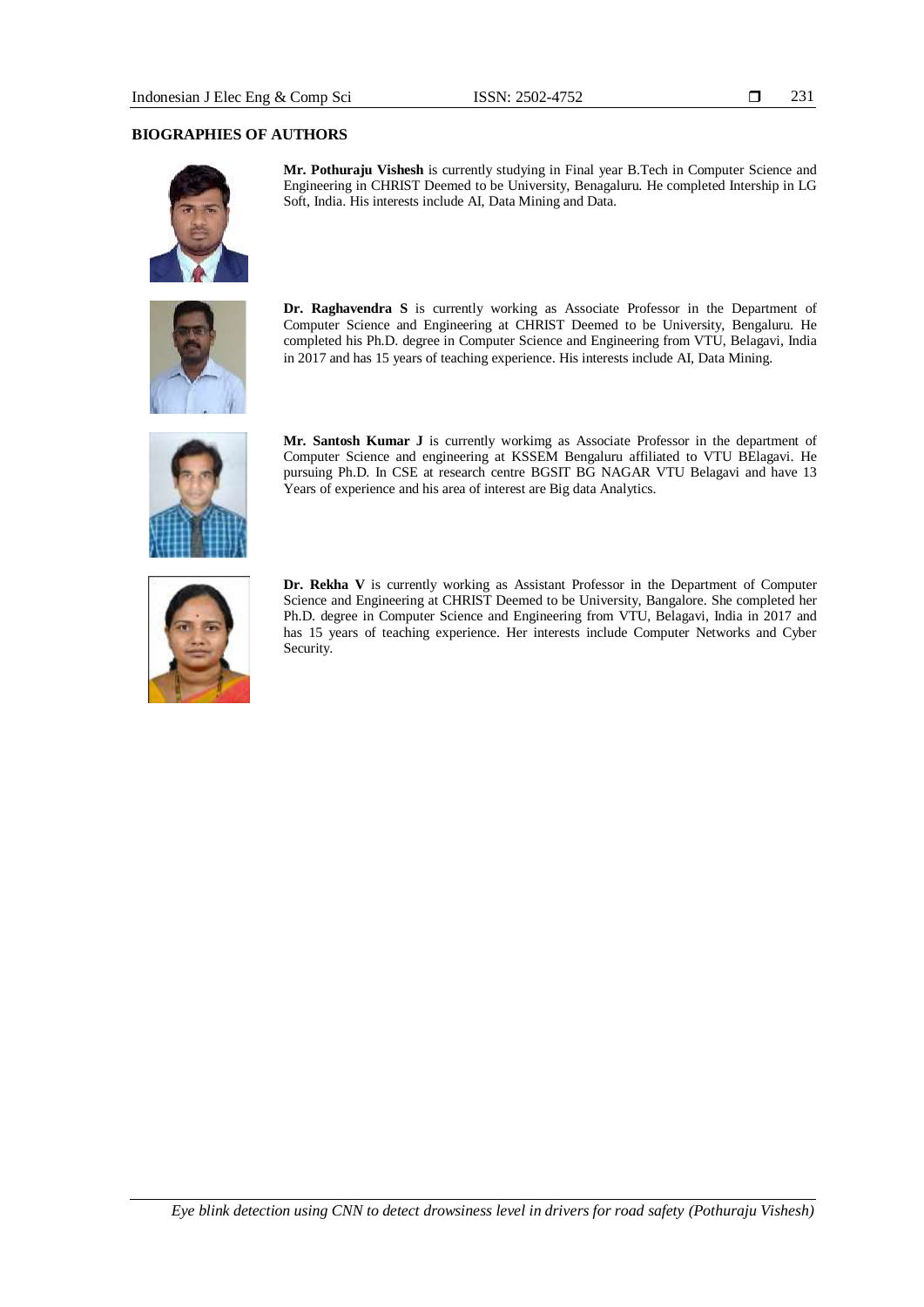**BIOGRAPHIES OF AUTHORS**

**Mr. Pothuraju Vishesh** is currently studying in Final year B.Tech in Computer Science and Engineering in CHRIST Deemed to be University, Benagaluru. He completed Intership in LG Soft, India. His interests include AI, Data Mining and Data.

**Dr. Raghavendra S** is currently working as Associate Professor in the Department of Computer Science and Engineering at CHRIST Deemed to be University, Bengaluru. He completed his Ph.D. degree in Computer Science and Engineering from VTU, Belagavi, India in 2017 and has 15 years of teaching experience. His interests include AI, Data Mining.

**Mr. Santosh Kumar J** is currently workimg as Associate Professor in the department of Computer Science and engineering at KSSEM Bengaluru affiliated to VTU BElagavi. He pursuing Ph.D. In CSE at research centre BGSIT BG NAGAR VTU Belagavi and have 13 Years of experience and his area of interest are Big data Analytics.

**Dr. Rekha V** is currently working as Assistant Professor in the Department of Computer Science and Engineering at CHRIST Deemed to be University, Bangalore. She completed her Ph.D. degree in Computer Science and Engineering from VTU, Belagavi, India in 2017 and has 15 years of teaching experience. Her interests include Computer Networks and Cyber Security.